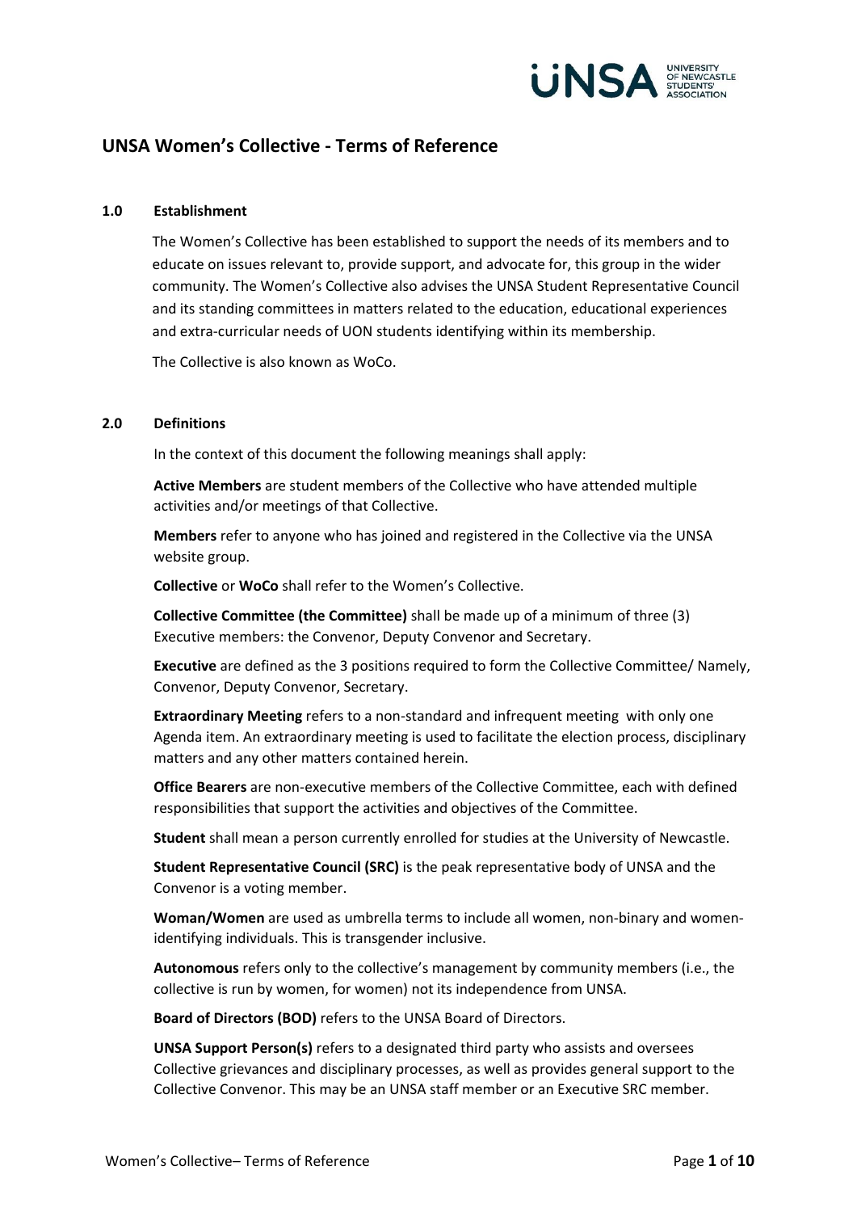# UNSA Women's Collective - Terms of Reference

## 1.0 Establishment

The Women's Collective has been established to support the needs of its members and to educate on issues relevant to, provide support, and advocate for, this group in the wider community. The Women's Collective also advises the UNSA Student Representative Council and its standing committees in matters related to the education, educational experiences and extra-curricular needs of UON students identifying within its membership.

The Collective is also known as WoCo.

## 2.0 Definitions

In the context of this document the following meanings shall apply:

**Active Members** are student members of the Collective who have attended multiple activities and/or meetings of that Collective.

**Members** refer to anyone who has joined and registered in the Collective via the UNSA website group.

**Collective** or **WoCo** shall refer to the Women's Collective.

**Collective Committee (the Committee)** shall be made up of a minimum of three (3) Executive members: the Convenor, Deputy Convenor and Secretary.

**Executive** are defined as the 3 positions required to form the Collective Committee/ Namely, Convenor, Deputy Convenor, Secretary.

**Extraordinary Meeting** refers to a non-standard and infrequent meeting with only one Agenda item. An extraordinary meeting is used to facilitate the election process, disciplinary matters and any other matters contained herein.

**Office Bearers** are non-executive members of the Collective Committee, each with defined responsibilities that support the activities and objectives of the Committee.

**Student** shall mean a person currently enrolled for studies at the University of Newcastle.

**Student Representative Council (SRC)** is the peak representative body of UNSA and the Convenor is a voting member.

**Woman/Women** are used as umbrella terms to include all women, non-binary and women-identifying individuals. This is transgender inclusive.

**Autonomous** refers only to the collective's management by community members (i.e., the collective is run by women, for women) not its independence from UNSA.

**Board of Directors (BOD)** refers to the UNSA Board of Directors.

**UNSA Support Person(s)** refers to a designated third party who assists and oversees Collective grievances and disciplinary processes, as well as provides general support to the Collective Convenor. This may be an UNSA staff member or an Executive SRC member.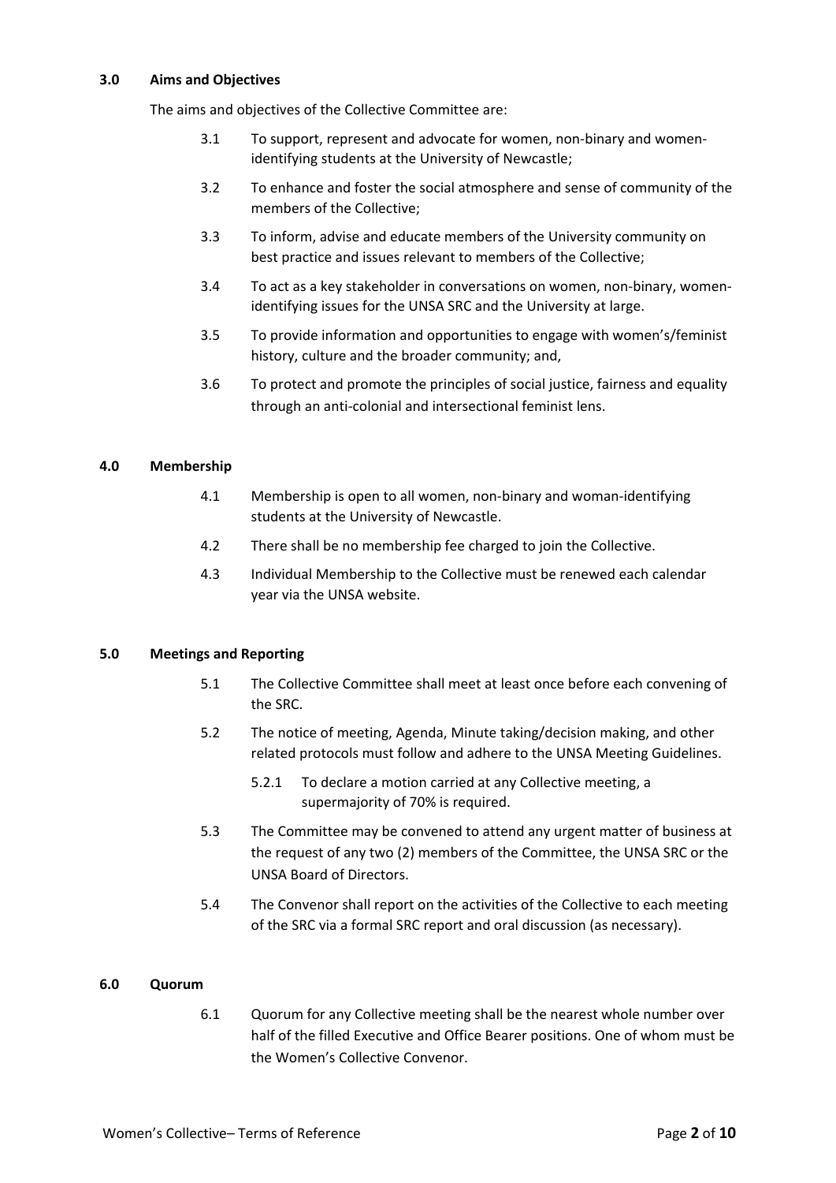## 3.0 Aims and Objectives

The aims and objectives of the Collective Committee are:

3.1 To support, represent and advocate for women, non-binary and women-identifying students at the University of Newcastle;

3.2 To enhance and foster the social atmosphere and sense of community of the members of the Collective;

3.3 To inform, advise and educate members of the University community on best practice and issues relevant to members of the Collective;

3.4 To act as a key stakeholder in conversations on women, non-binary, women-identifying issues for the UNSA SRC and the University at large.

3.5 To provide information and opportunities to engage with women's/feminist history, culture and the broader community; and,

3.6 To protect and promote the principles of social justice, fairness and equality through an anti-colonial and intersectional feminist lens.

## 4.0 Membership

4.1 Membership is open to all women, non-binary and woman-identifying students at the University of Newcastle.

4.2 There shall be no membership fee charged to join the Collective.

4.3 Individual Membership to the Collective must be renewed each calendar year via the UNSA website.

## 5.0 Meetings and Reporting

5.1 The Collective Committee shall meet at least once before each convening of the SRC.

5.2 The notice of meeting, Agenda, Minute taking/decision making, and other related protocols must follow and adhere to the UNSA Meeting Guidelines.

5.2.1 To declare a motion carried at any Collective meeting, a supermajority of 70% is required.

5.3 The Committee may be convened to attend any urgent matter of business at the request of any two (2) members of the Committee, the UNSA SRC or the UNSA Board of Directors.

5.4 The Convenor shall report on the activities of the Collective to each meeting of the SRC via a formal SRC report and oral discussion (as necessary).

## 6.0 Quorum

6.1 Quorum for any Collective meeting shall be the nearest whole number over half of the filled Executive and Office Bearer positions. One of whom must be the Women's Collective Convenor.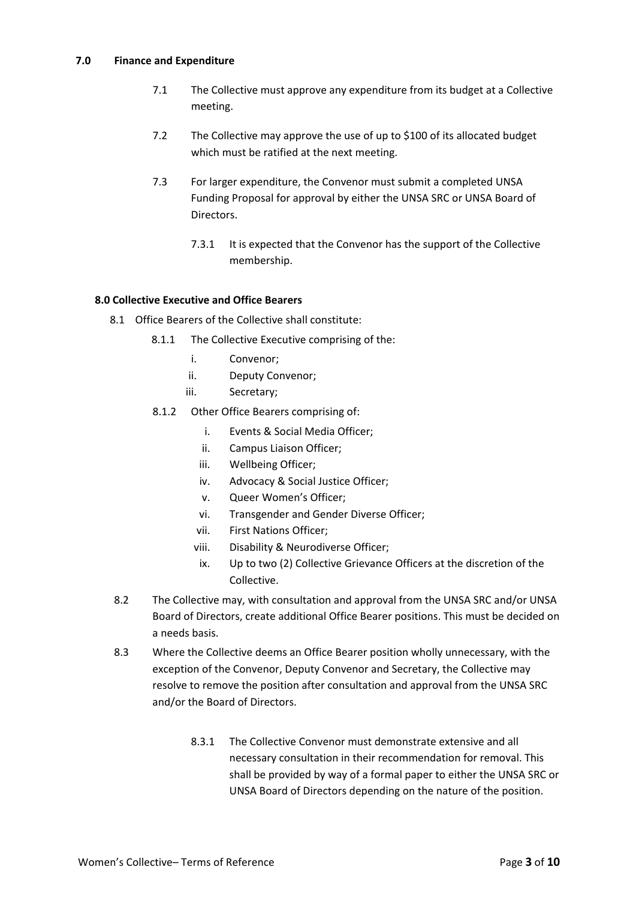## 7.0 Finance and Expenditure

7.1 The Collective must approve any expenditure from its budget at a Collective meeting.

7.2 The Collective may approve the use of up to $100 of its allocated budget which must be ratified at the next meeting.

7.3 For larger expenditure, the Convenor must submit a completed UNSA Funding Proposal for approval by either the UNSA SRC or UNSA Board of Directors.

7.3.1 It is expected that the Convenor has the support of the Collective membership.

## 8.0 Collective Executive and Office Bearers

8.1 Office Bearers of the Collective shall constitute:

8.1.1 The Collective Executive comprising of the:

i. Convenor;
ii. Deputy Convenor;
iii. Secretary;

8.1.2 Other Office Bearers comprising of:

i. Events & Social Media Officer;
ii. Campus Liaison Officer;
iii. Wellbeing Officer;
iv. Advocacy & Social Justice Officer;
v. Queer Women's Officer;
vi. Transgender and Gender Diverse Officer;
vii. First Nations Officer;
viii. Disability & Neurodiverse Officer;
ix. Up to two (2) Collective Grievance Officers at the discretion of the Collective.

8.2 The Collective may, with consultation and approval from the UNSA SRC and/or UNSA Board of Directors, create additional Office Bearer positions. This must be decided on a needs basis.

8.3 Where the Collective deems an Office Bearer position wholly unnecessary, with the exception of the Convenor, Deputy Convenor and Secretary, the Collective may resolve to remove the position after consultation and approval from the UNSA SRC and/or the Board of Directors.

8.3.1 The Collective Convenor must demonstrate extensive and all necessary consultation in their recommendation for removal. This shall be provided by way of a formal paper to either the UNSA SRC or UNSA Board of Directors depending on the nature of the position.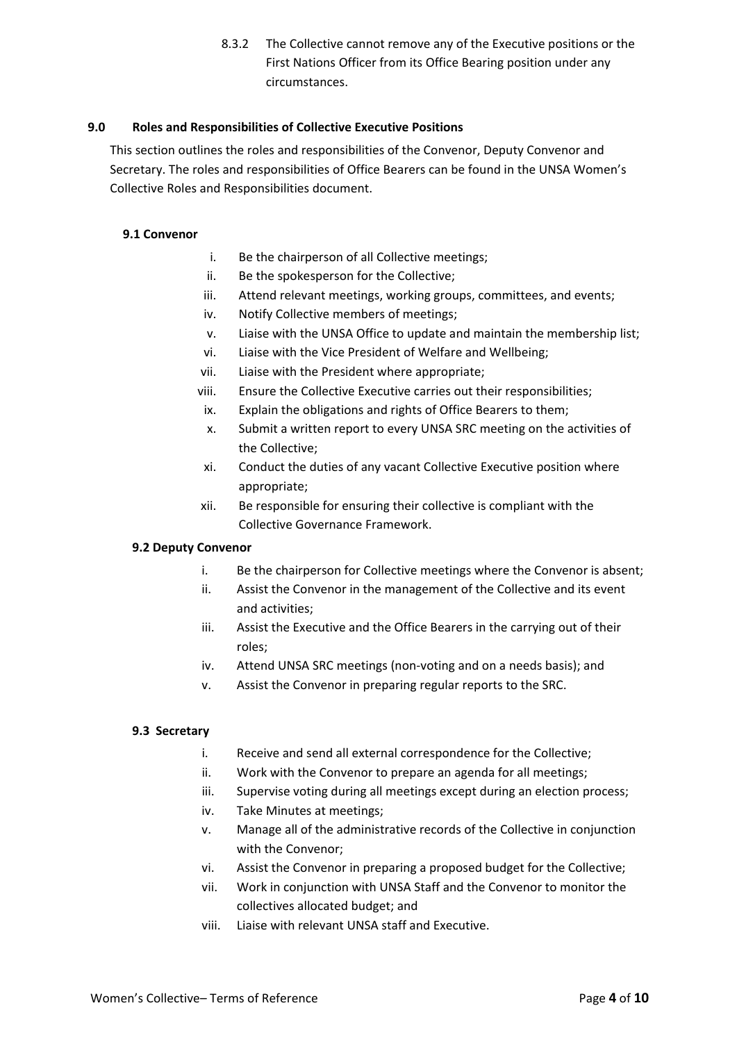8.3.2 The Collective cannot remove any of the Executive positions or the First Nations Officer from its Office Bearing position under any circumstances.

## 9.0 Roles and Responsibilities of Collective Executive Positions

This section outlines the roles and responsibilities of the Convenor, Deputy Convenor and Secretary. The roles and responsibilities of Office Bearers can be found in the UNSA Women's Collective Roles and Responsibilities document.

### 9.1 Convenor

i. Be the chairperson of all Collective meetings;
ii. Be the spokesperson for the Collective;
iii. Attend relevant meetings, working groups, committees, and events;
iv. Notify Collective members of meetings;
v. Liaise with the UNSA Office to update and maintain the membership list;
vi. Liaise with the Vice President of Welfare and Wellbeing;
vii. Liaise with the President where appropriate;
viii. Ensure the Collective Executive carries out their responsibilities;
ix. Explain the obligations and rights of Office Bearers to them;
x. Submit a written report to every UNSA SRC meeting on the activities of the Collective;
xi. Conduct the duties of any vacant Collective Executive position where appropriate;
xii. Be responsible for ensuring their collective is compliant with the Collective Governance Framework.

### 9.2 Deputy Convenor

i. Be the chairperson for Collective meetings where the Convenor is absent;
ii. Assist the Convenor in the management of the Collective and its event and activities;
iii. Assist the Executive and the Office Bearers in the carrying out of their roles;
iv. Attend UNSA SRC meetings (non-voting and on a needs basis); and
v. Assist the Convenor in preparing regular reports to the SRC.

### 9.3 Secretary

i. Receive and send all external correspondence for the Collective;
ii. Work with the Convenor to prepare an agenda for all meetings;
iii. Supervise voting during all meetings except during an election process;
iv. Take Minutes at meetings;
v. Manage all of the administrative records of the Collective in conjunction with the Convenor;
vi. Assist the Convenor in preparing a proposed budget for the Collective;
vii. Work in conjunction with UNSA Staff and the Convenor to monitor the collectives allocated budget; and
viii. Liaise with relevant UNSA staff and Executive.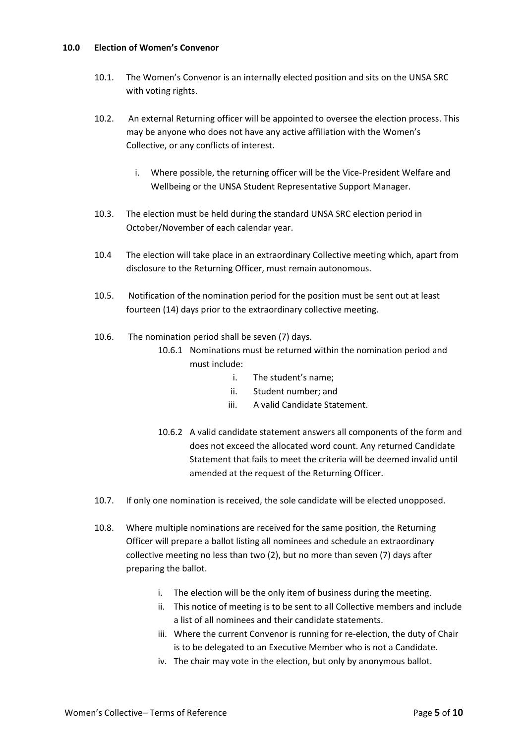## 10.0 Election of Women's Convenor

10.1. The Women's Convenor is an internally elected position and sits on the UNSA SRC with voting rights.

10.2. An external Returning officer will be appointed to oversee the election process. This may be anyone who does not have any active affiliation with the Women's Collective, or any conflicts of interest.

i. Where possible, the returning officer will be the Vice-President Welfare and Wellbeing or the UNSA Student Representative Support Manager.

10.3. The election must be held during the standard UNSA SRC election period in October/November of each calendar year.

10.4 The election will take place in an extraordinary Collective meeting which, apart from disclosure to the Returning Officer, must remain autonomous.

10.5. Notification of the nomination period for the position must be sent out at least fourteen (14) days prior to the extraordinary collective meeting.

10.6. The nomination period shall be seven (7) days.

10.6.1 Nominations must be returned within the nomination period and must include:

i. The student's name;
ii. Student number; and
iii. A valid Candidate Statement.

10.6.2 A valid candidate statement answers all components of the form and does not exceed the allocated word count. Any returned Candidate Statement that fails to meet the criteria will be deemed invalid until amended at the request of the Returning Officer.

10.7. If only one nomination is received, the sole candidate will be elected unopposed.

10.8. Where multiple nominations are received for the same position, the Returning Officer will prepare a ballot listing all nominees and schedule an extraordinary collective meeting no less than two (2), but no more than seven (7) days after preparing the ballot.

i. The election will be the only item of business during the meeting.
ii. This notice of meeting is to be sent to all Collective members and include a list of all nominees and their candidate statements.
iii. Where the current Convenor is running for re-election, the duty of Chair is to be delegated to an Executive Member who is not a Candidate.
iv. The chair may vote in the election, but only by anonymous ballot.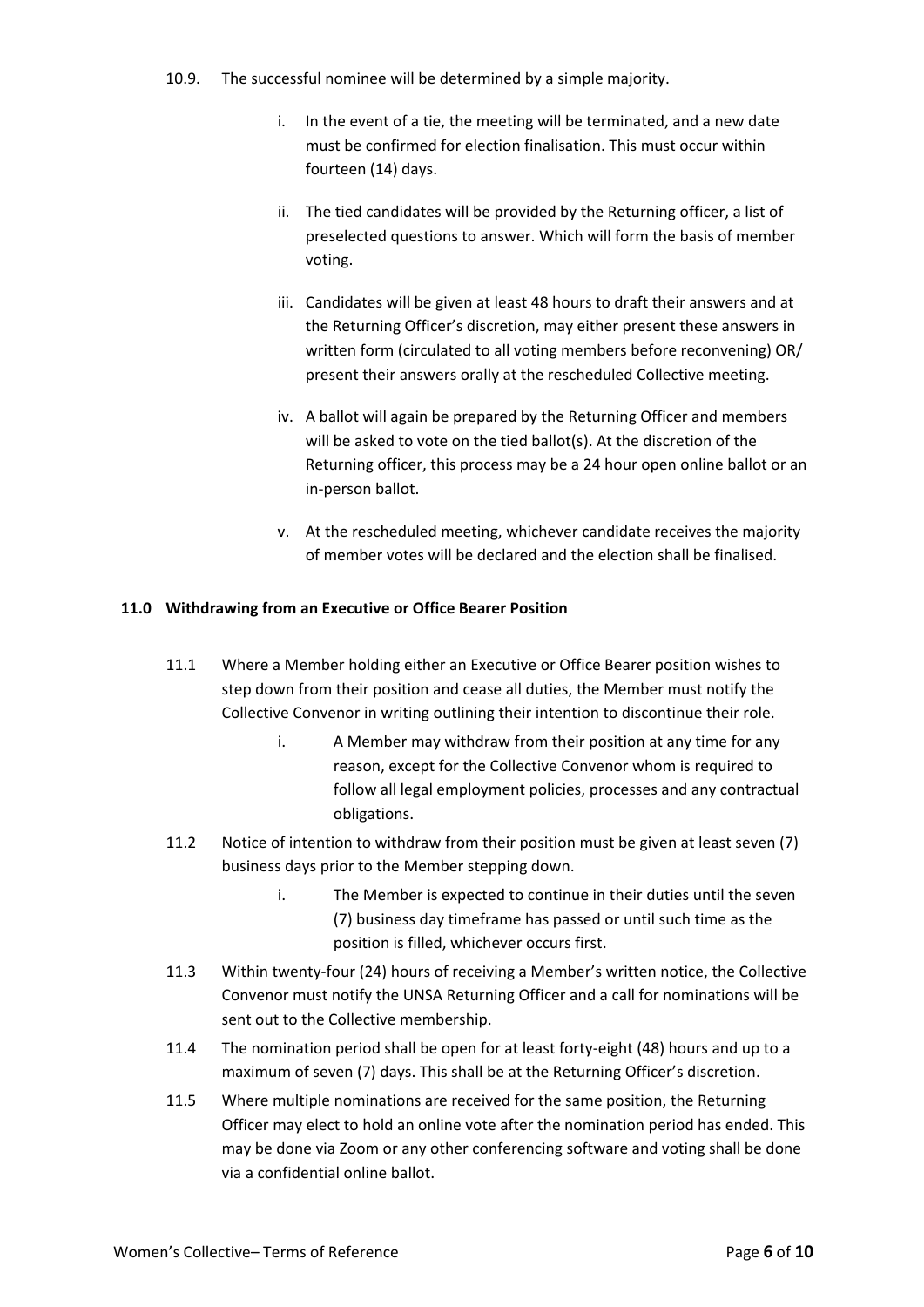10.9. The successful nominee will be determined by a simple majority.

   i. In the event of a tie, the meeting will be terminated, and a new date must be confirmed for election finalisation. This must occur within fourteen (14) days.

   ii. The tied candidates will be provided by the Returning officer, a list of preselected questions to answer. Which will form the basis of member voting.

   iii. Candidates will be given at least 48 hours to draft their answers and at the Returning Officer's discretion, may either present these answers in written form (circulated to all voting members before reconvening) OR/ present their answers orally at the rescheduled Collective meeting.

   iv. A ballot will again be prepared by the Returning Officer and members will be asked to vote on the tied ballot(s). At the discretion of the Returning officer, this process may be a 24 hour open online ballot or an in-person ballot.

   v. At the rescheduled meeting, whichever candidate receives the majority of member votes will be declared and the election shall be finalised.

## 11.0 Withdrawing from an Executive or Office Bearer Position

11.1 Where a Member holding either an Executive or Office Bearer position wishes to step down from their position and cease all duties, the Member must notify the Collective Convenor in writing outlining their intention to discontinue their role.

   i. A Member may withdraw from their position at any time for any reason, except for the Collective Convenor whom is required to follow all legal employment policies, processes and any contractual obligations.

11.2 Notice of intention to withdraw from their position must be given at least seven (7) business days prior to the Member stepping down.

   i. The Member is expected to continue in their duties until the seven (7) business day timeframe has passed or until such time as the position is filled, whichever occurs first.

11.3 Within twenty-four (24) hours of receiving a Member's written notice, the Collective Convenor must notify the UNSA Returning Officer and a call for nominations will be sent out to the Collective membership.

11.4 The nomination period shall be open for at least forty-eight (48) hours and up to a maximum of seven (7) days. This shall be at the Returning Officer's discretion.

11.5 Where multiple nominations are received for the same position, the Returning Officer may elect to hold an online vote after the nomination period has ended. This may be done via Zoom or any other conferencing software and voting shall be done via a confidential online ballot.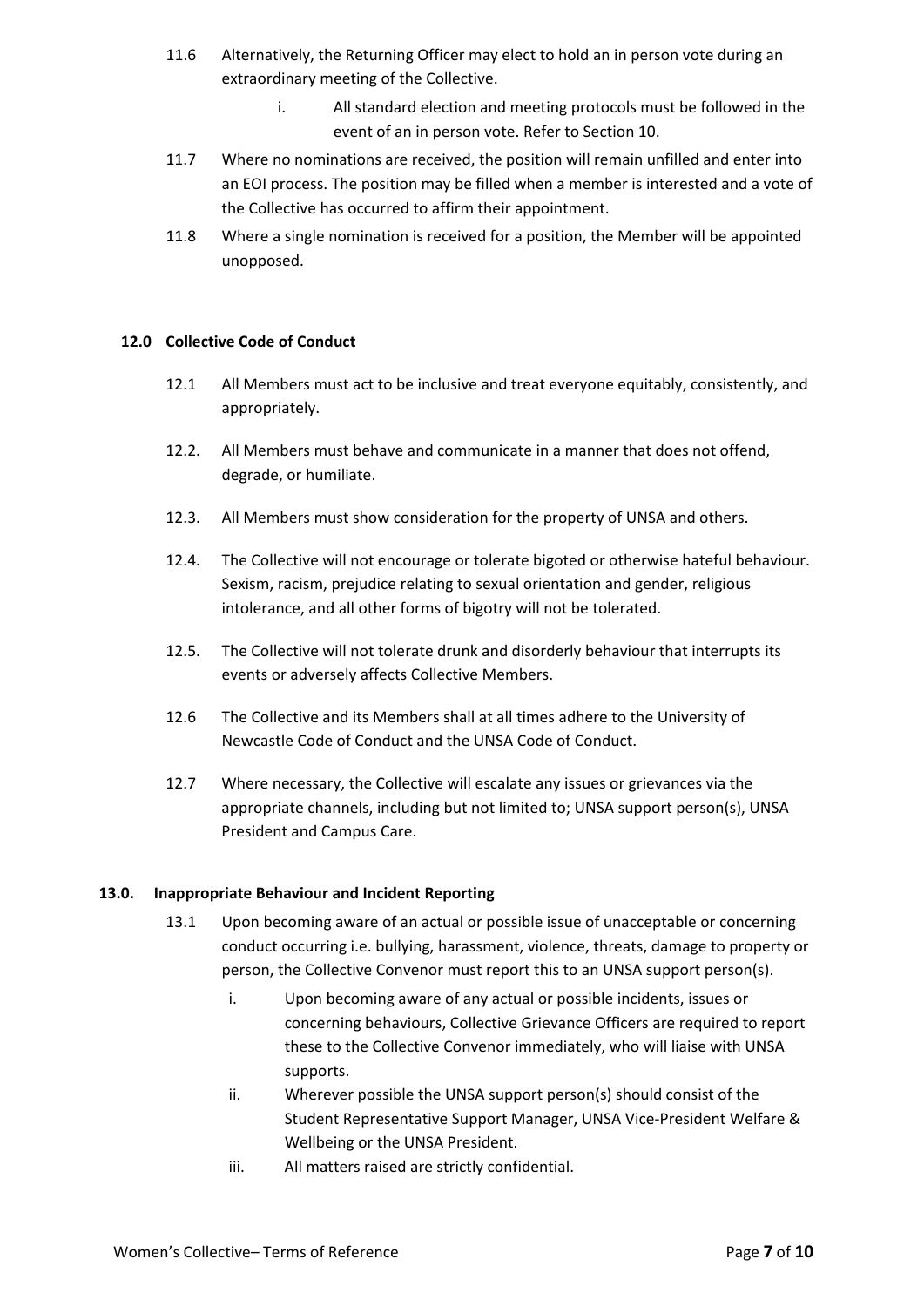11.6 Alternatively, the Returning Officer may elect to hold an in person vote during an extraordinary meeting of the Collective.

  i. All standard election and meeting protocols must be followed in the event of an in person vote. Refer to Section 10.

11.7 Where no nominations are received, the position will remain unfilled and enter into an EOI process. The position may be filled when a member is interested and a vote of the Collective has occurred to affirm their appointment.

11.8 Where a single nomination is received for a position, the Member will be appointed unopposed.

## 12.0 Collective Code of Conduct

12.1 All Members must act to be inclusive and treat everyone equitably, consistently, and appropriately.

12.2. All Members must behave and communicate in a manner that does not offend, degrade, or humiliate.

12.3. All Members must show consideration for the property of UNSA and others.

12.4. The Collective will not encourage or tolerate bigoted or otherwise hateful behaviour. Sexism, racism, prejudice relating to sexual orientation and gender, religious intolerance, and all other forms of bigotry will not be tolerated.

12.5. The Collective will not tolerate drunk and disorderly behaviour that interrupts its events or adversely affects Collective Members.

12.6 The Collective and its Members shall at all times adhere to the University of Newcastle Code of Conduct and the UNSA Code of Conduct.

12.7 Where necessary, the Collective will escalate any issues or grievances via the appropriate channels, including but not limited to; UNSA support person(s), UNSA President and Campus Care.

## 13.0. Inappropriate Behaviour and Incident Reporting

13.1 Upon becoming aware of an actual or possible issue of unacceptable or concerning conduct occurring i.e. bullying, harassment, violence, threats, damage to property or person, the Collective Convenor must report this to an UNSA support person(s).

  i. Upon becoming aware of any actual or possible incidents, issues or concerning behaviours, Collective Grievance Officers are required to report these to the Collective Convenor immediately, who will liaise with UNSA supports.

  ii. Wherever possible the UNSA support person(s) should consist of the Student Representative Support Manager, UNSA Vice-President Welfare & Wellbeing or the UNSA President.

  iii. All matters raised are strictly confidential.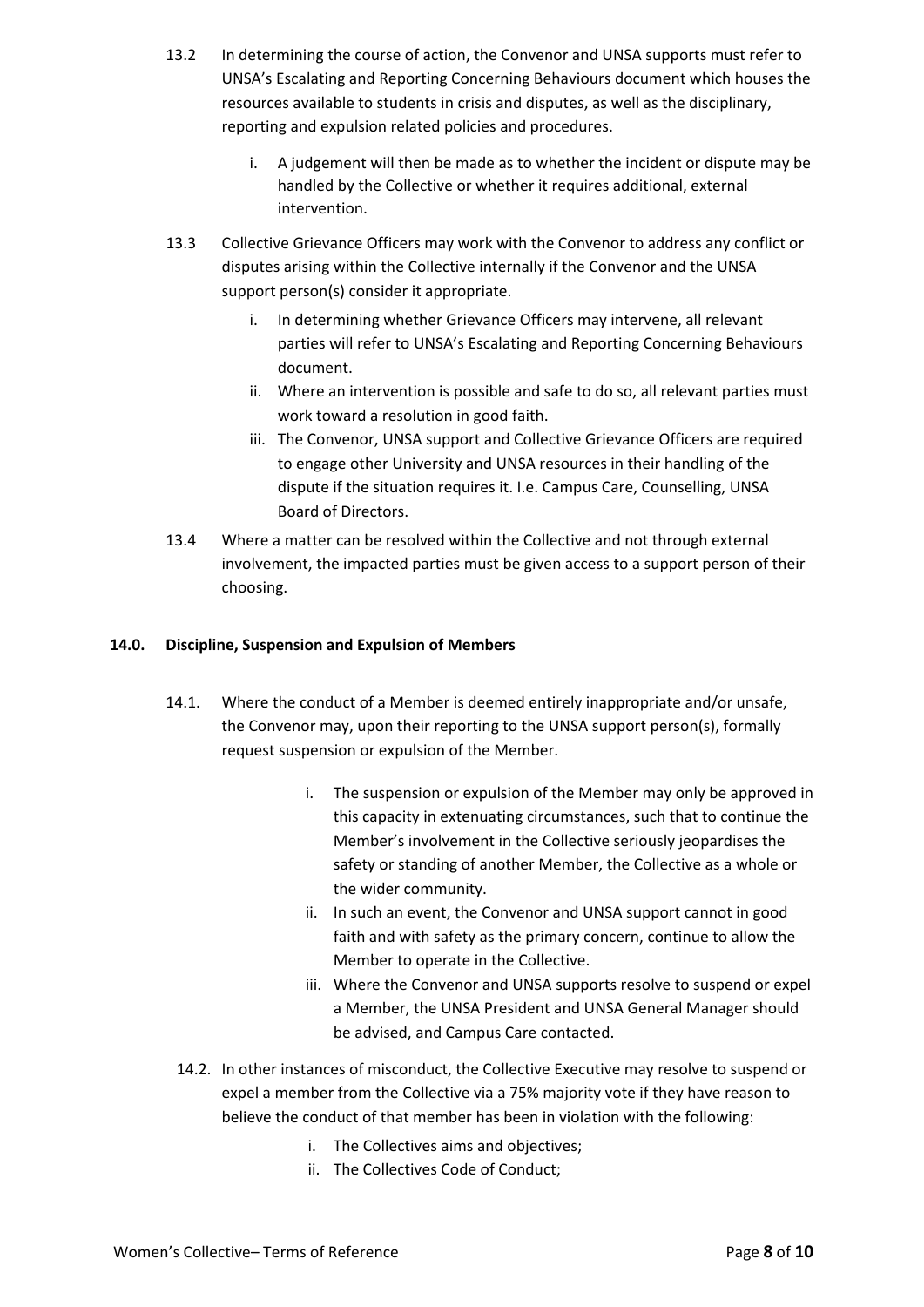13.2 In determining the course of action, the Convenor and UNSA supports must refer to UNSA's Escalating and Reporting Concerning Behaviours document which houses the resources available to students in crisis and disputes, as well as the disciplinary, reporting and expulsion related policies and procedures.

   i. A judgement will then be made as to whether the incident or dispute may be handled by the Collective or whether it requires additional, external intervention.

13.3 Collective Grievance Officers may work with the Convenor to address any conflict or disputes arising within the Collective internally if the Convenor and the UNSA support person(s) consider it appropriate.

   i. In determining whether Grievance Officers may intervene, all relevant parties will refer to UNSA's Escalating and Reporting Concerning Behaviours document.
   ii. Where an intervention is possible and safe to do so, all relevant parties must work toward a resolution in good faith.
   iii. The Convenor, UNSA support and Collective Grievance Officers are required to engage other University and UNSA resources in their handling of the dispute if the situation requires it. I.e. Campus Care, Counselling, UNSA Board of Directors.

13.4 Where a matter can be resolved within the Collective and not through external involvement, the impacted parties must be given access to a support person of their choosing.

**14.0. Discipline, Suspension and Expulsion of Members**

14.1. Where the conduct of a Member is deemed entirely inappropriate and/or unsafe, the Convenor may, upon their reporting to the UNSA support person(s), formally request suspension or expulsion of the Member.

   i. The suspension or expulsion of the Member may only be approved in this capacity in extenuating circumstances, such that to continue the Member's involvement in the Collective seriously jeopardises the safety or standing of another Member, the Collective as a whole or the wider community.
   ii. In such an event, the Convenor and UNSA support cannot in good faith and with safety as the primary concern, continue to allow the Member to operate in the Collective.
   iii. Where the Convenor and UNSA supports resolve to suspend or expel a Member, the UNSA President and UNSA General Manager should be advised, and Campus Care contacted.

14.2. In other instances of misconduct, the Collective Executive may resolve to suspend or expel a member from the Collective via a 75% majority vote if they have reason to believe the conduct of that member has been in violation with the following:

   i. The Collectives aims and objectives;
   ii. The Collectives Code of Conduct;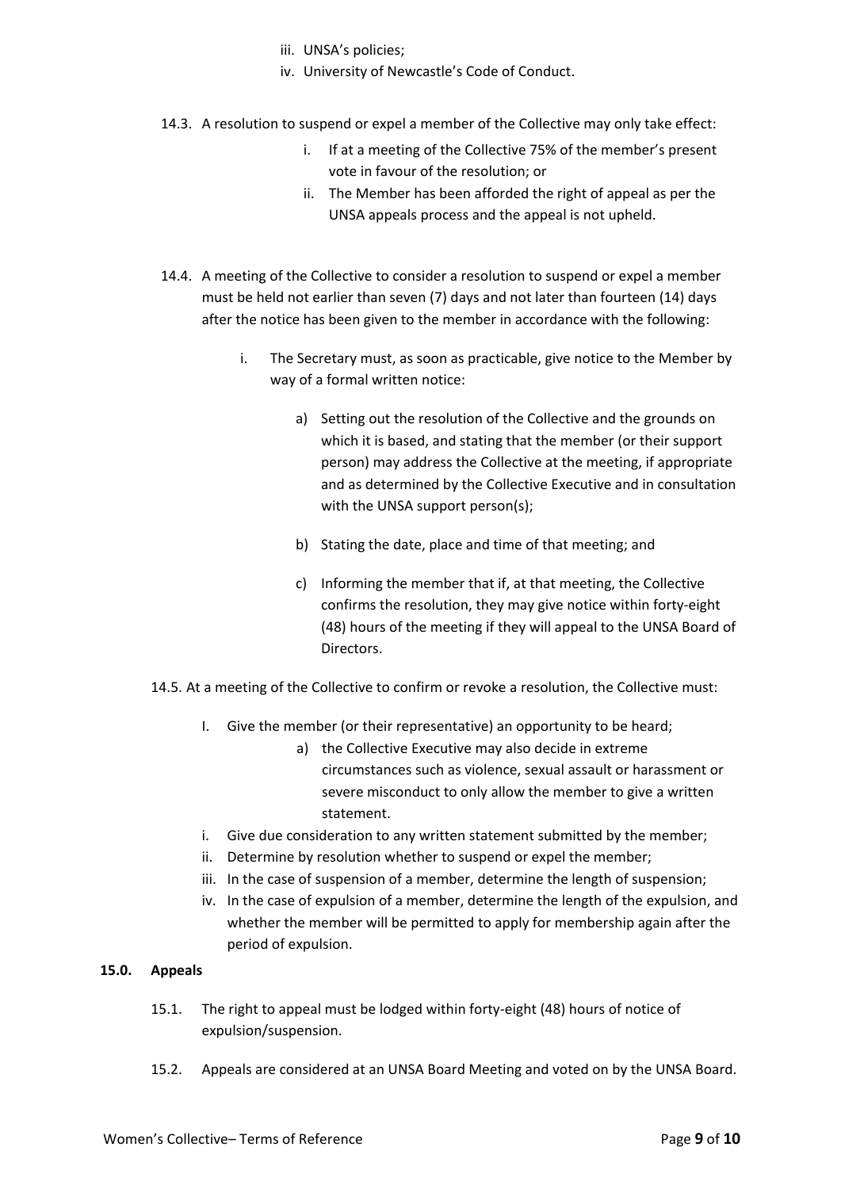iii. UNSA's policies;
iv. University of Newcastle's Code of Conduct.

14.3. A resolution to suspend or expel a member of the Collective may only take effect:

i. If at a meeting of the Collective 75% of the member's present vote in favour of the resolution; or
ii. The Member has been afforded the right of appeal as per the UNSA appeals process and the appeal is not upheld.

14.4. A meeting of the Collective to consider a resolution to suspend or expel a member must be held not earlier than seven (7) days and not later than fourteen (14) days after the notice has been given to the member in accordance with the following:

i. The Secretary must, as soon as practicable, give notice to the Member by way of a formal written notice:

a) Setting out the resolution of the Collective and the grounds on which it is based, and stating that the member (or their support person) may address the Collective at the meeting, if appropriate and as determined by the Collective Executive and in consultation with the UNSA support person(s);

b) Stating the date, place and time of that meeting; and

c) Informing the member that if, at that meeting, the Collective confirms the resolution, they may give notice within forty-eight (48) hours of the meeting if they will appeal to the UNSA Board of Directors.

14.5. At a meeting of the Collective to confirm or revoke a resolution, the Collective must:

I. Give the member (or their representative) an opportunity to be heard;
   a) the Collective Executive may also decide in extreme circumstances such as violence, sexual assault or harassment or severe misconduct to only allow the member to give a written statement.

i. Give due consideration to any written statement submitted by the member;
ii. Determine by resolution whether to suspend or expel the member;
iii. In the case of suspension of a member, determine the length of suspension;
iv. In the case of expulsion of a member, determine the length of the expulsion, and whether the member will be permitted to apply for membership again after the period of expulsion.

## 15.0. Appeals

15.1. The right to appeal must be lodged within forty-eight (48) hours of notice of expulsion/suspension.

15.2. Appeals are considered at an UNSA Board Meeting and voted on by the UNSA Board.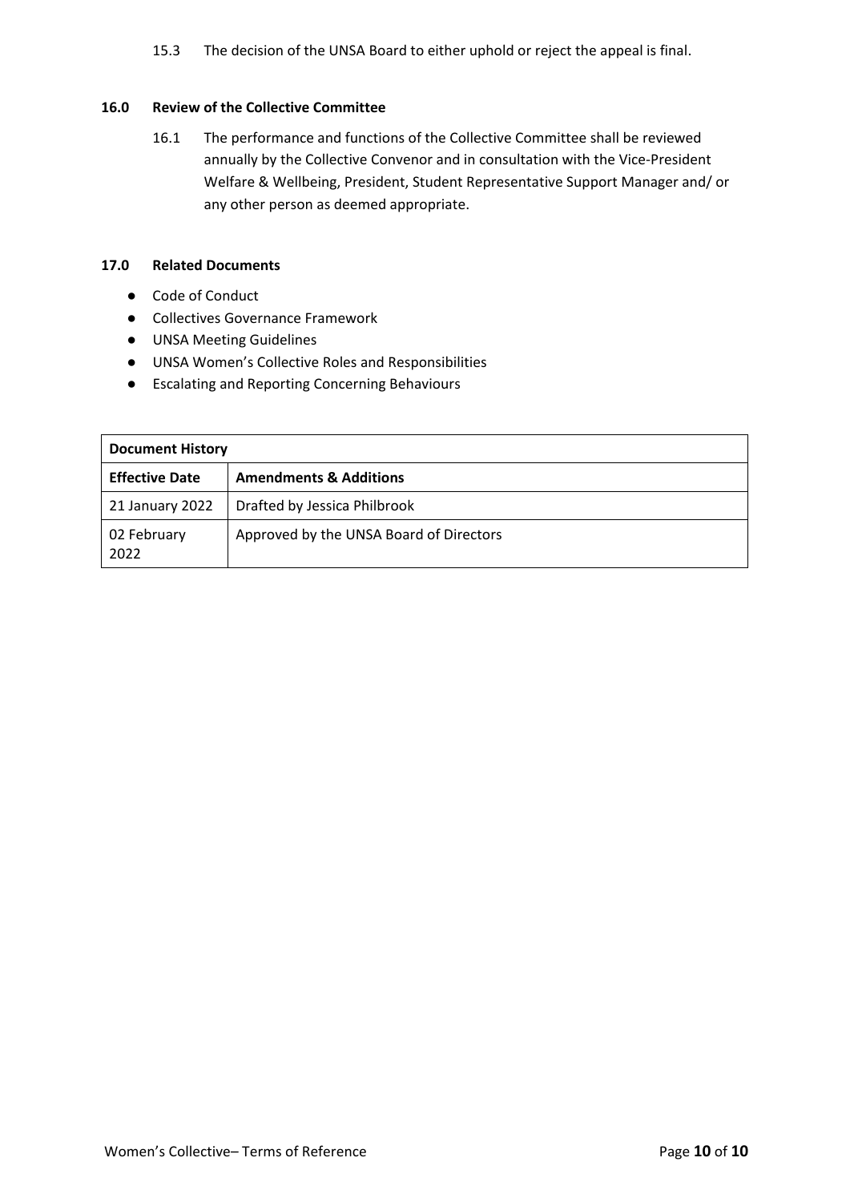15.3 The decision of the UNSA Board to either uphold or reject the appeal is final.

## 16.0 Review of the Collective Committee

16.1 The performance and functions of the Collective Committee shall be reviewed annually by the Collective Convenor and in consultation with the Vice-President Welfare & Wellbeing, President, Student Representative Support Manager and/ or any other person as deemed appropriate.

## 17.0 Related Documents

- Code of Conduct
- Collectives Governance Framework
- UNSA Meeting Guidelines
- UNSA Women's Collective Roles and Responsibilities
- Escalating and Reporting Concerning Behaviours

| **Document History** | |
|---|---|
| **Effective Date** | **Amendments & Additions** |
| 21 January 2022 | Drafted by Jessica Philbrook |
| 02 February 2022 | Approved by the UNSA Board of Directors |